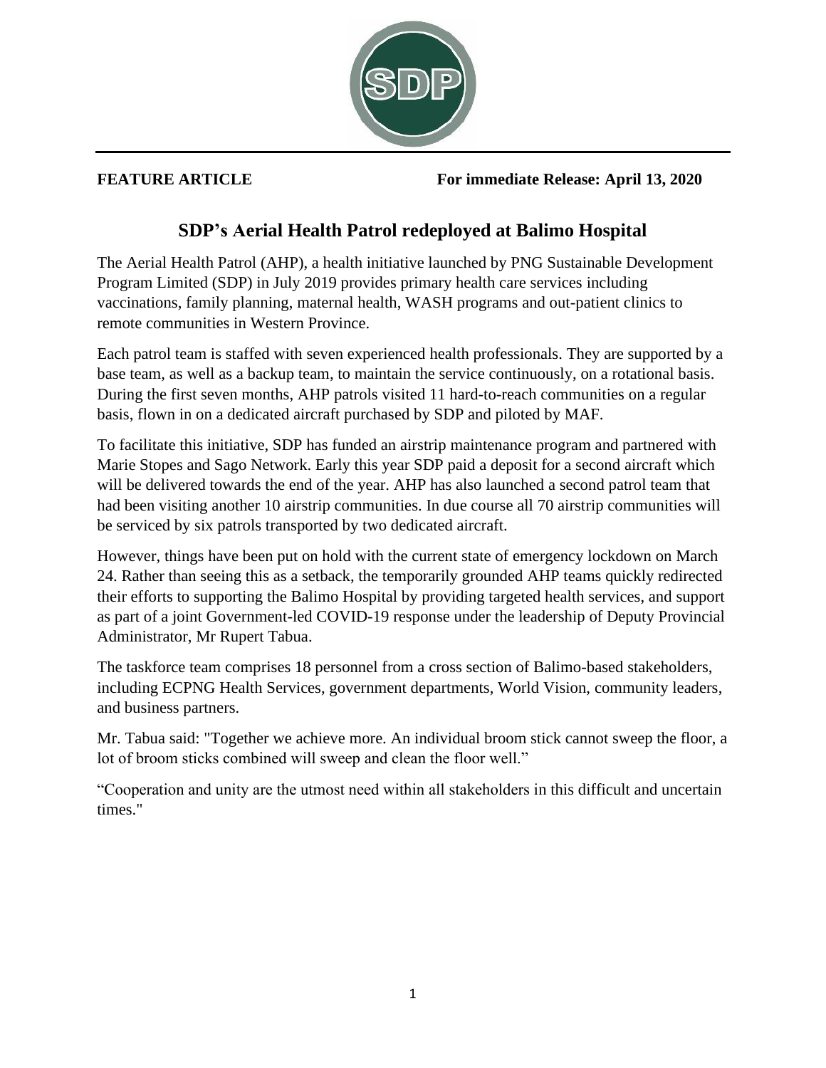**FEATURE ARTICLE** **For immediate Release: April 13, 2020**

# SDP's Aerial Health Patrol redeployed at Balimo Hospital

The Aerial Health Patrol (AHP), a health initiative launched by PNG Sustainable Development Program Limited (SDP) in July 2019 provides primary health care services including vaccinations, family planning, maternal health, WASH programs and out-patient clinics to remote communities in Western Province.

Each patrol team is staffed with seven experienced health professionals. They are supported by a base team, as well as a backup team, to maintain the service continuously, on a rotational basis. During the first seven months, AHP patrols visited 11 hard-to-reach communities on a regular basis, flown in on a dedicated aircraft purchased by SDP and piloted by MAF.

To facilitate this initiative, SDP has funded an airstrip maintenance program and partnered with Marie Stopes and Sago Network. Early this year SDP paid a deposit for a second aircraft which will be delivered towards the end of the year. AHP has also launched a second patrol team that had been visiting another 10 airstrip communities. In due course all 70 airstrip communities will be serviced by six patrols transported by two dedicated aircraft.

However, things have been put on hold with the current state of emergency lockdown on March 24. Rather than seeing this as a setback, the temporarily grounded AHP teams quickly redirected their efforts to supporting the Balimo Hospital by providing targeted health services, and support as part of a joint Government-led COVID-19 response under the leadership of Deputy Provincial Administrator, Mr Rupert Tabua.

The taskforce team comprises 18 personnel from a cross section of Balimo-based stakeholders, including ECPNG Health Services, government departments, World Vision, community leaders, and business partners.

Mr. Tabua said: "Together we achieve more. An individual broom stick cannot sweep the floor, a lot of broom sticks combined will sweep and clean the floor well."

"Cooperation and unity are the utmost need within all stakeholders in this difficult and uncertain times."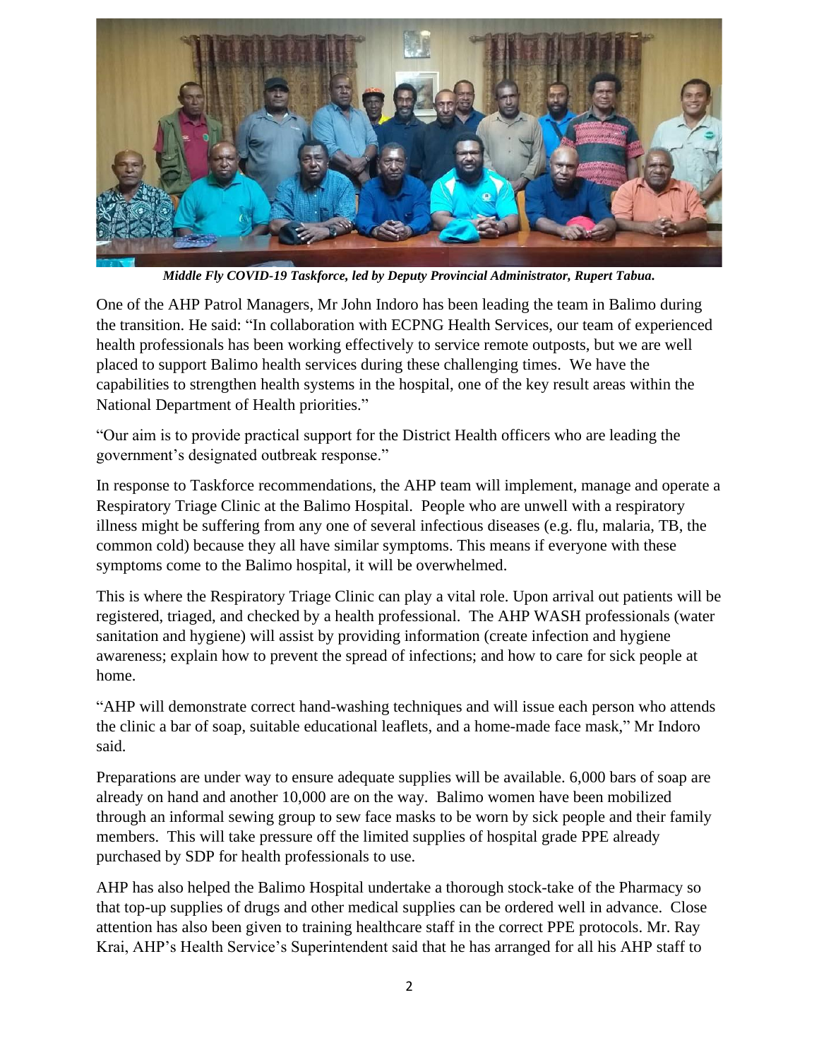*Middle Fly COVID-19 Taskforce, led by Deputy Provincial Administrator, Rupert Tabua.*

One of the AHP Patrol Managers, Mr John Indoro has been leading the team in Balimo during the transition. He said: "In collaboration with ECPNG Health Services, our team of experienced health professionals has been working effectively to service remote outposts, but we are well placed to support Balimo health services during these challenging times. We have the capabilities to strengthen health systems in the hospital, one of the key result areas within the National Department of Health priorities."

"Our aim is to provide practical support for the District Health officers who are leading the government's designated outbreak response."

In response to Taskforce recommendations, the AHP team will implement, manage and operate a Respiratory Triage Clinic at the Balimo Hospital. People who are unwell with a respiratory illness might be suffering from any one of several infectious diseases (e.g. flu, malaria, TB, the common cold) because they all have similar symptoms. This means if everyone with these symptoms come to the Balimo hospital, it will be overwhelmed.

This is where the Respiratory Triage Clinic can play a vital role. Upon arrival out patients will be registered, triaged, and checked by a health professional. The AHP WASH professionals (water sanitation and hygiene) will assist by providing information (create infection and hygiene awareness; explain how to prevent the spread of infections; and how to care for sick people at home.

"AHP will demonstrate correct hand-washing techniques and will issue each person who attends the clinic a bar of soap, suitable educational leaflets, and a home-made face mask," Mr Indoro said.

Preparations are under way to ensure adequate supplies will be available. 6,000 bars of soap are already on hand and another 10,000 are on the way. Balimo women have been mobilized through an informal sewing group to sew face masks to be worn by sick people and their family members. This will take pressure off the limited supplies of hospital grade PPE already purchased by SDP for health professionals to use.

AHP has also helped the Balimo Hospital undertake a thorough stock-take of the Pharmacy so that top-up supplies of drugs and other medical supplies can be ordered well in advance. Close attention has also been given to training healthcare staff in the correct PPE protocols. Mr. Ray Krai, AHP's Health Service's Superintendent said that he has arranged for all his AHP staff to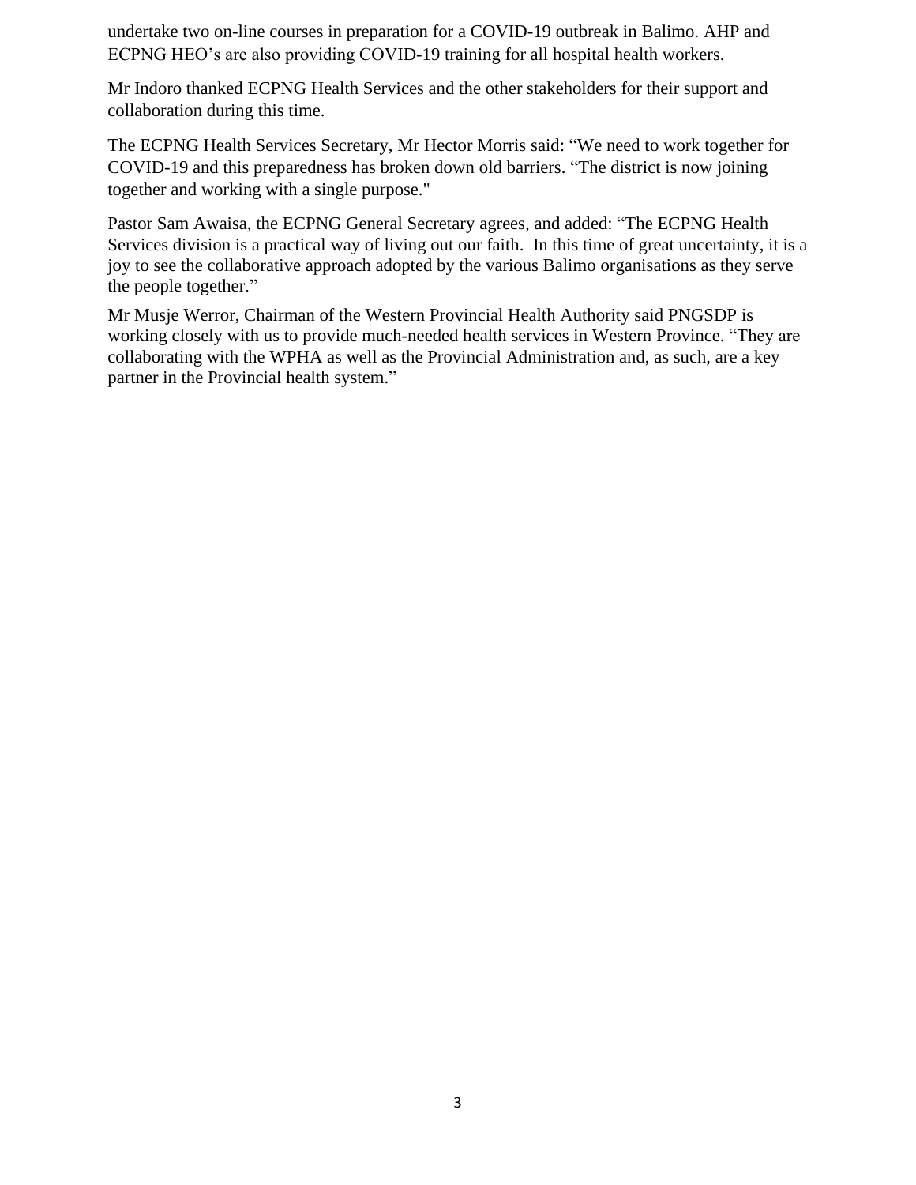undertake two on-line courses in preparation for a COVID-19 outbreak in Balimo. AHP and ECPNG HEO's are also providing COVID-19 training for all hospital health workers.

Mr Indoro thanked ECPNG Health Services and the other stakeholders for their support and collaboration during this time.

The ECPNG Health Services Secretary, Mr Hector Morris said: "We need to work together for COVID-19 and this preparedness has broken down old barriers. "The district is now joining together and working with a single purpose."

Pastor Sam Awaisa, the ECPNG General Secretary agrees, and added: "The ECPNG Health Services division is a practical way of living out our faith. In this time of great uncertainty, it is a joy to see the collaborative approach adopted by the various Balimo organisations as they serve the people together."

Mr Musje Werror, Chairman of the Western Provincial Health Authority said PNGSDP is working closely with us to provide much-needed health services in Western Province. "They are collaborating with the WPHA as well as the Provincial Administration and, as such, are a key partner in the Provincial health system."